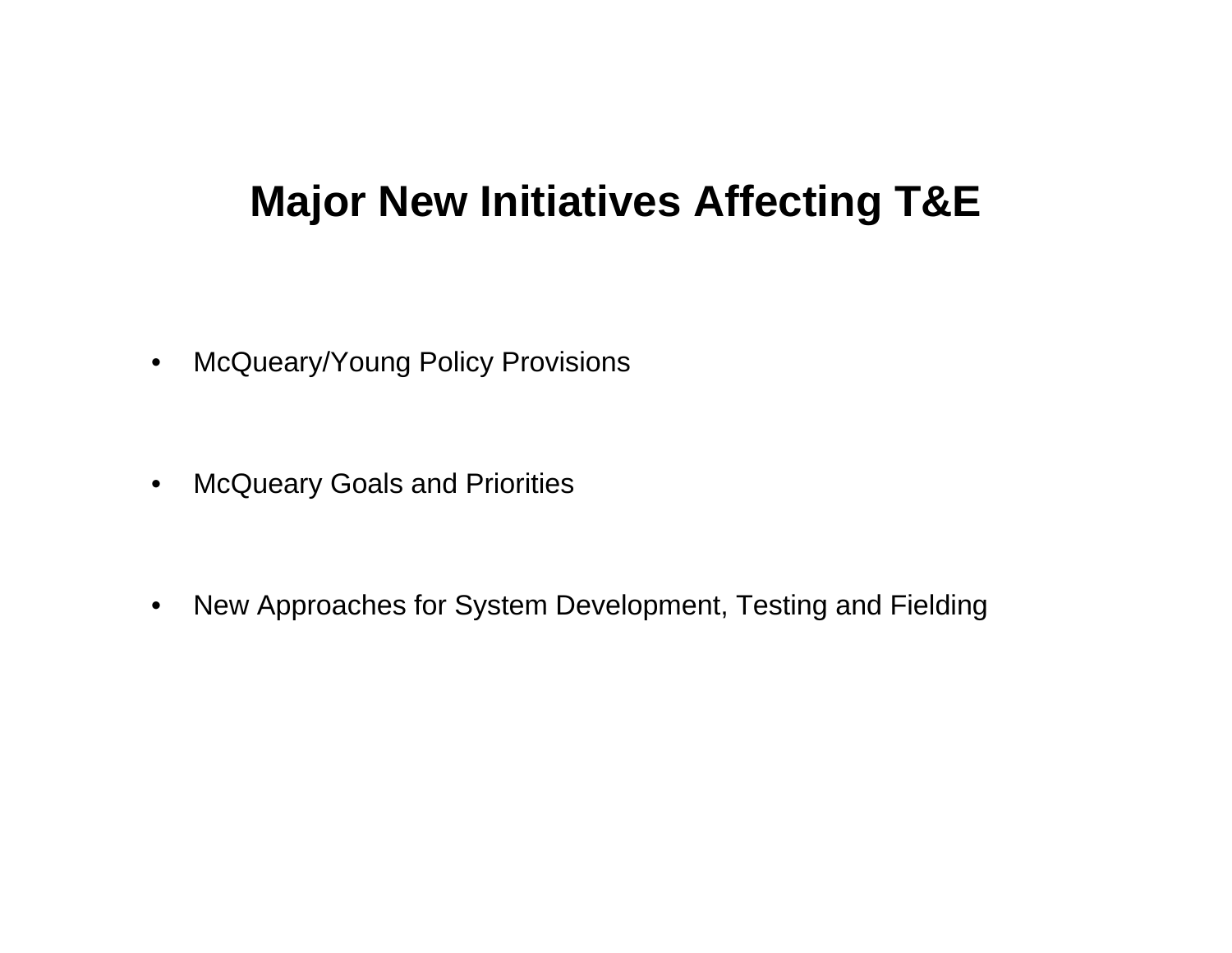# Major New Initiatives Affecting T&E

- McQueary/Young Policy Provisions

- McQueary Goals and Priorities

- New Approaches for System Development, Testing and Fielding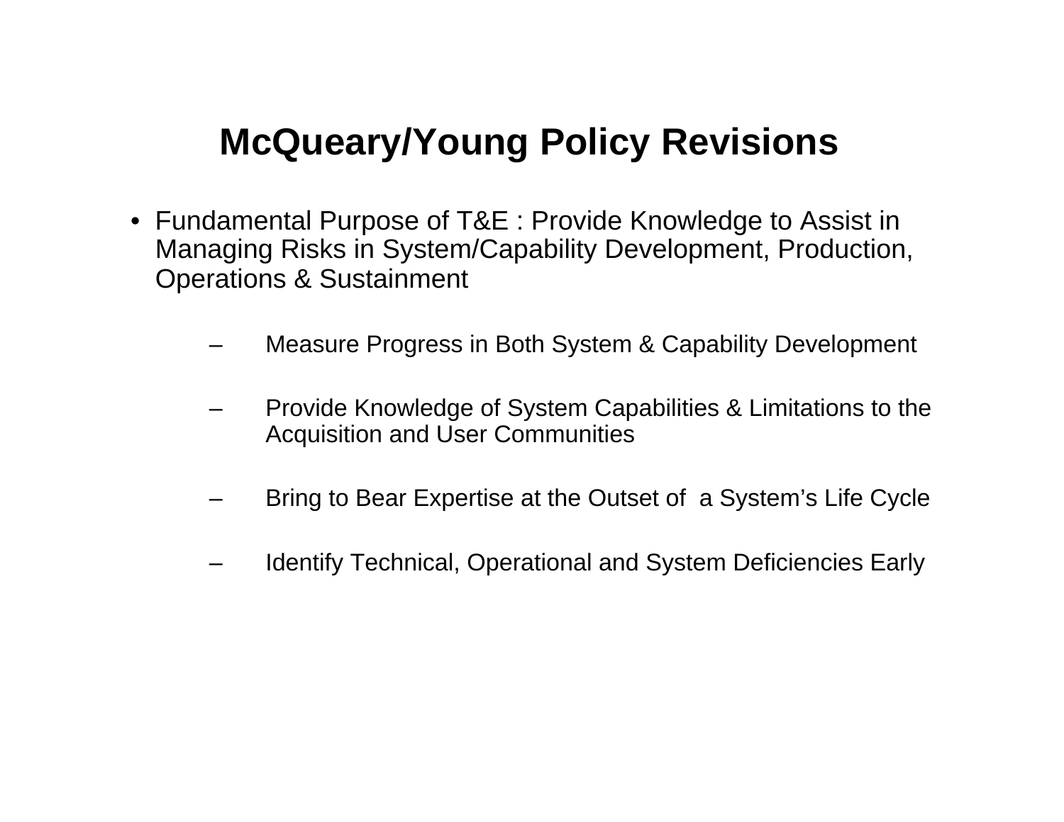# McQueary/Young Policy Revisions

- Fundamental Purpose of T&E : Provide Knowledge to Assist in Managing Risks in System/Capability Development, Production, Operations & Sustainment
  - Measure Progress in Both System & Capability Development
  - Provide Knowledge of System Capabilities & Limitations to the Acquisition and User Communities
  - Bring to Bear Expertise at the Outset of a System's Life Cycle
  - Identify Technical, Operational and System Deficiencies Early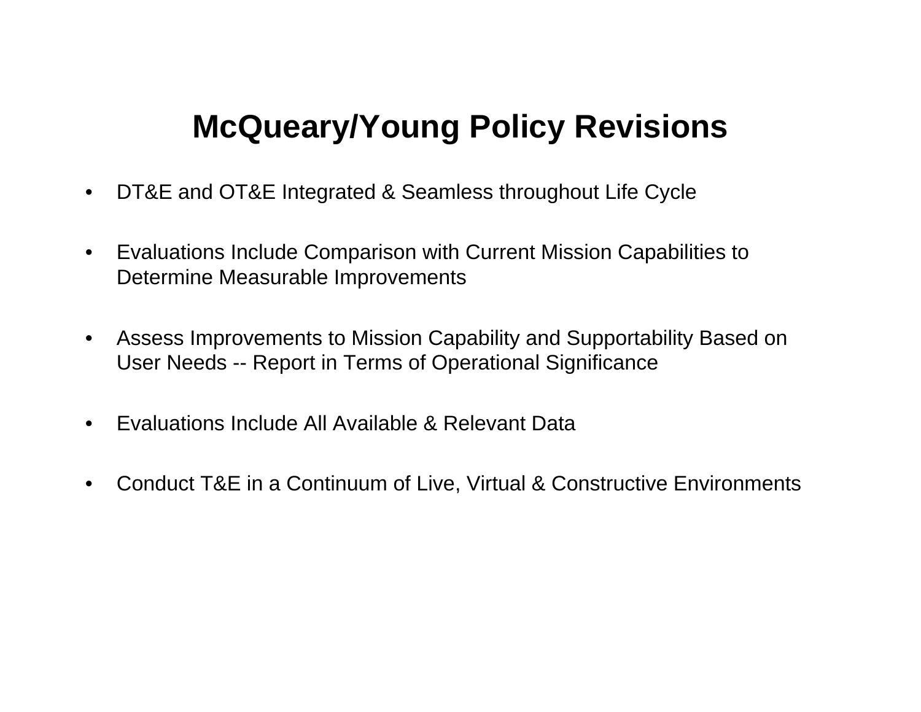# McQueary/Young Policy Revisions

- DT&E and OT&E Integrated & Seamless throughout Life Cycle
- Evaluations Include Comparison with Current Mission Capabilities to Determine Measurable Improvements
- Assess Improvements to Mission Capability and Supportability Based on User Needs -- Report in Terms of Operational Significance
- Evaluations Include All Available & Relevant Data
- Conduct T&E in a Continuum of Live, Virtual & Constructive Environments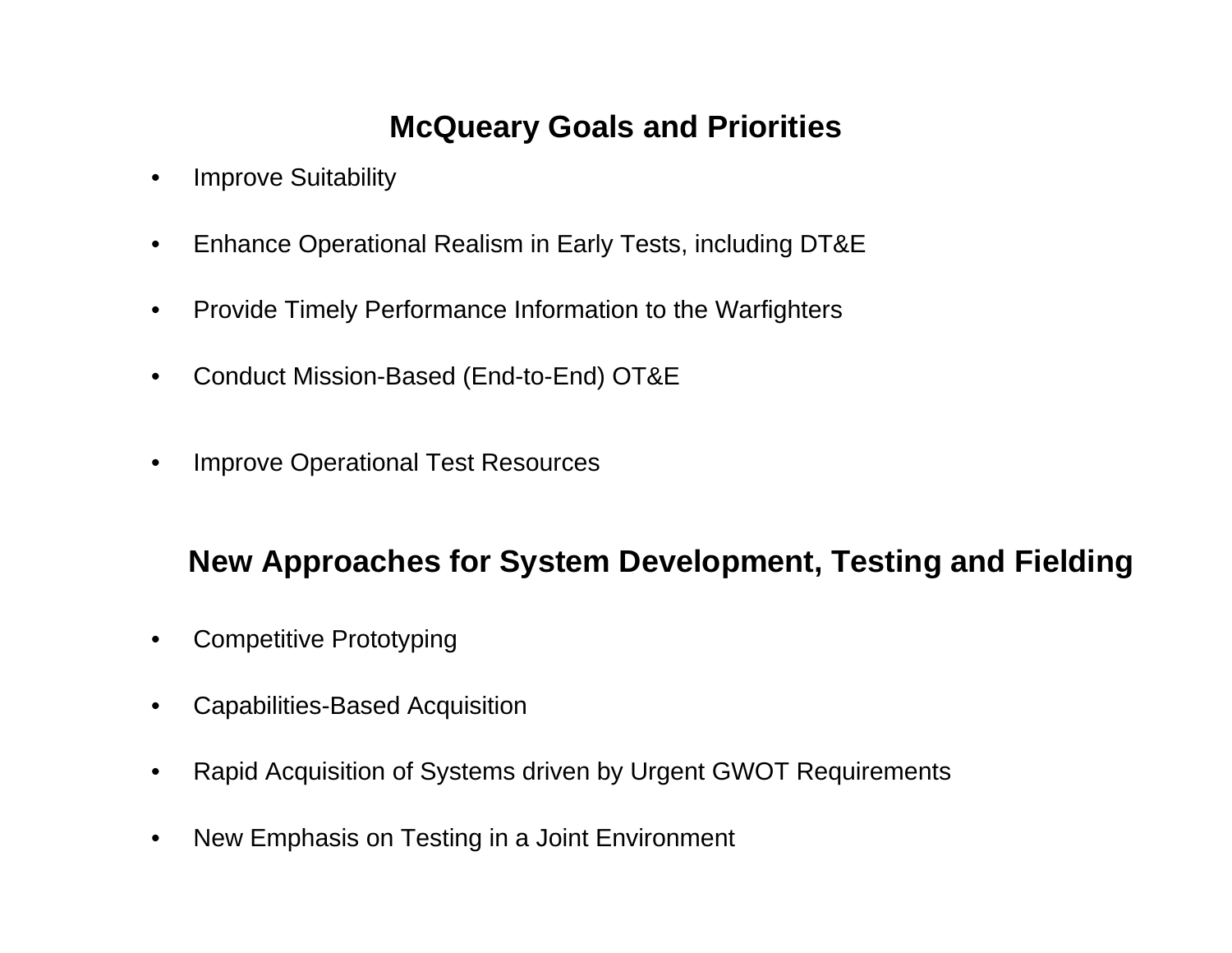## McQueary Goals and Priorities

- Improve Suitability
- Enhance Operational Realism in Early Tests, including DT&E
- Provide Timely Performance Information to the Warfighters
- Conduct Mission-Based (End-to-End) OT&E
- Improve Operational Test Resources

## New Approaches for System Development, Testing and Fielding

- Competitive Prototyping
- Capabilities-Based Acquisition
- Rapid Acquisition of Systems driven by Urgent GWOT Requirements
- New Emphasis on Testing in a Joint Environment